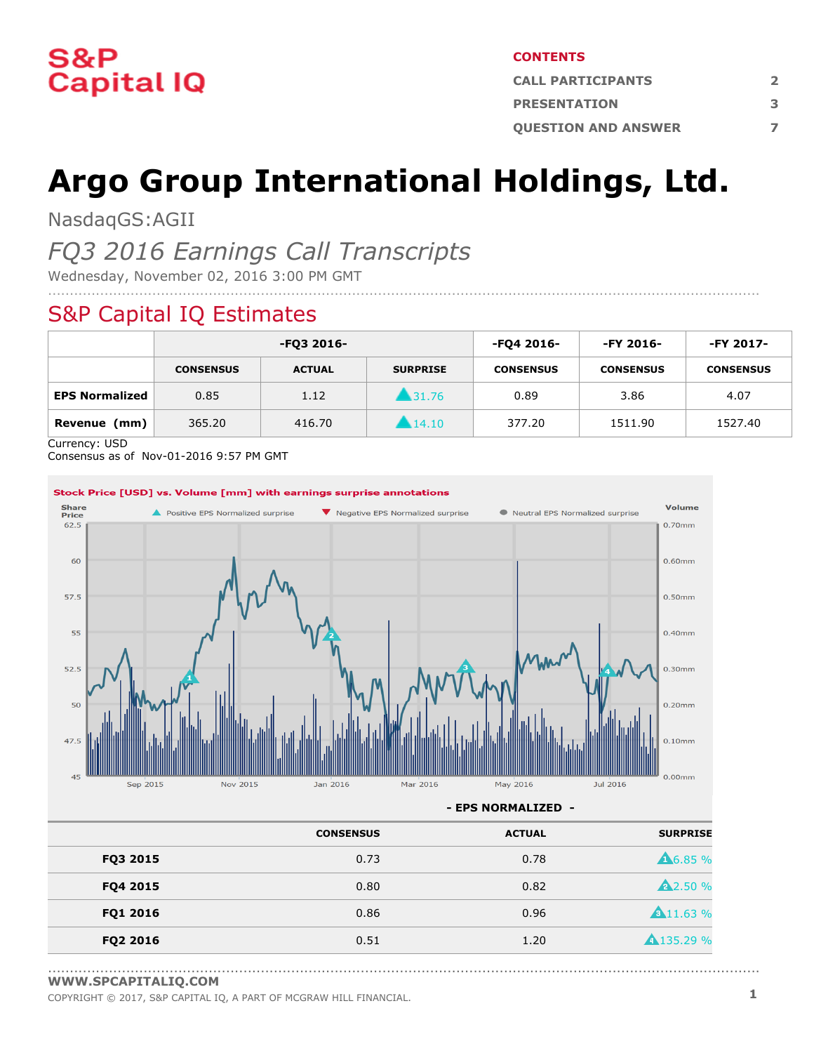S&P Capital IQ

**CONTENTS**

| | |
|---|---|
| CALL PARTICIPANTS | 2 |
| PRESENTATION | 3 |
| QUESTION AND ANSWER | 7 |

# Argo Group International Holdings, Ltd.

NasdaqGS:AGII

*FQ3 2016 Earnings Call Transcripts*

Wednesday, November 02, 2016 3:00 PM GMT

## S&P Capital IQ Estimates

| | -FQ3 2016- | | | -FQ4 2016- | -FY 2016- | -FY 2017- |
|---|---|---|---|---|---|---|
| | CONSENSUS | ACTUAL | SURPRISE | CONSENSUS | CONSENSUS | CONSENSUS |
| **EPS Normalized** | 0.85 | 1.12 | 31.76 | 0.89 | 3.86 | 4.07 |
| **Revenue (mm)** | 365.20 | 416.70 | 14.10 | 377.20 | 1511.90 | 1527.40 |

Currency: USD

Consensus as of Nov-01-2016 9:57 PM GMT

Stock Price [USD] vs. Volume [mm] with earnings surprise annotations

**- EPS NORMALIZED -**

| | CONSENSUS | ACTUAL | SURPRISE |
|---|---|---|---|
| **FQ3 2015** | 0.73 | 0.78 | 6.85 % |
| **FQ4 2015** | 0.80 | 0.82 | 2.50 % |
| **FQ1 2016** | 0.86 | 0.96 | 11.63 % |
| **FQ2 2016** | 0.51 | 1.20 | 135.29 % |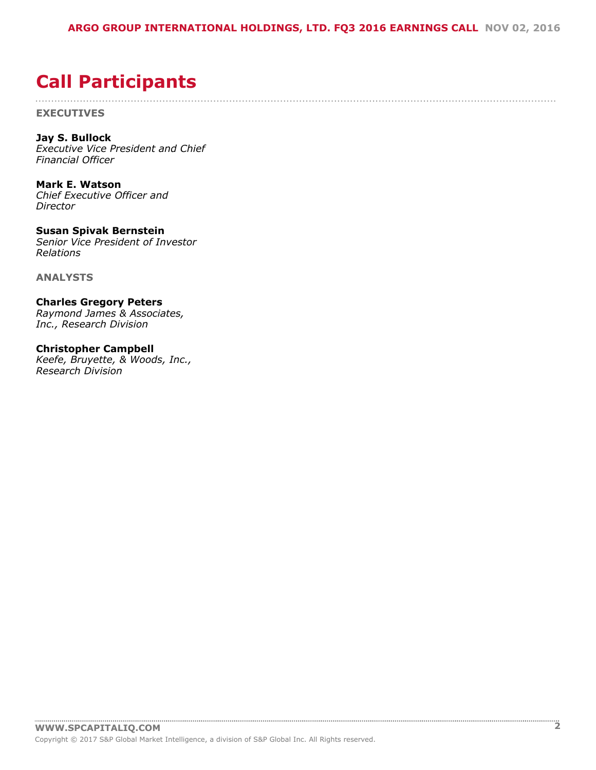# Call Participants

**EXECUTIVES**

**Jay S. Bullock**
*Executive Vice President and Chief Financial Officer*

**Mark E. Watson**
*Chief Executive Officer and Director*

**Susan Spivak Bernstein**
*Senior Vice President of Investor Relations*

**ANALYSTS**

**Charles Gregory Peters**
*Raymond James & Associates, Inc., Research Division*

**Christopher Campbell**
*Keefe, Bruyette, & Woods, Inc., Research Division*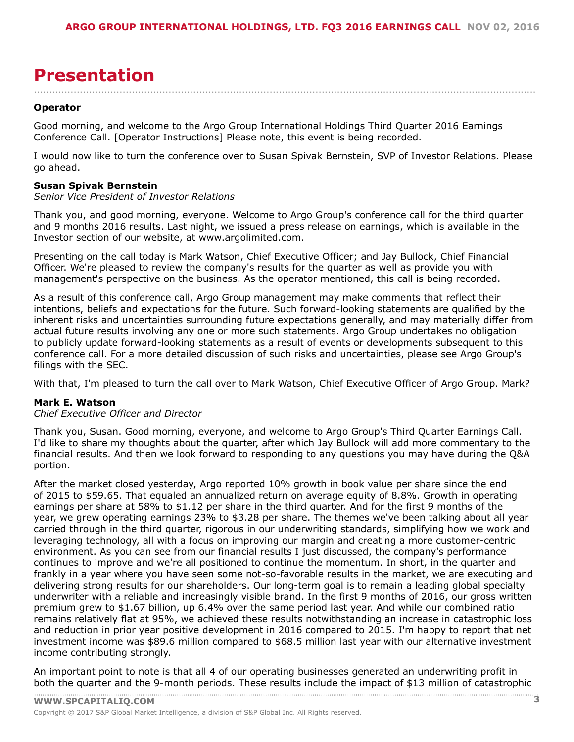# Presentation

**Operator**

Good morning, and welcome to the Argo Group International Holdings Third Quarter 2016 Earnings Conference Call. [Operator Instructions] Please note, this event is being recorded.

I would now like to turn the conference over to Susan Spivak Bernstein, SVP of Investor Relations. Please go ahead.

**Susan Spivak Bernstein**
*Senior Vice President of Investor Relations*

Thank you, and good morning, everyone. Welcome to Argo Group's conference call for the third quarter and 9 months 2016 results. Last night, we issued a press release on earnings, which is available in the Investor section of our website, at www.argolimited.com.

Presenting on the call today is Mark Watson, Chief Executive Officer; and Jay Bullock, Chief Financial Officer. We're pleased to review the company's results for the quarter as well as provide you with management's perspective on the business. As the operator mentioned, this call is being recorded.

As a result of this conference call, Argo Group management may make comments that reflect their intentions, beliefs and expectations for the future. Such forward-looking statements are qualified by the inherent risks and uncertainties surrounding future expectations generally, and may materially differ from actual future results involving any one or more such statements. Argo Group undertakes no obligation to publicly update forward-looking statements as a result of events or developments subsequent to this conference call. For a more detailed discussion of such risks and uncertainties, please see Argo Group's filings with the SEC.

With that, I'm pleased to turn the call over to Mark Watson, Chief Executive Officer of Argo Group. Mark?

**Mark E. Watson**
*Chief Executive Officer and Director*

Thank you, Susan. Good morning, everyone, and welcome to Argo Group's Third Quarter Earnings Call. I'd like to share my thoughts about the quarter, after which Jay Bullock will add more commentary to the financial results. And then we look forward to responding to any questions you may have during the Q&A portion.

After the market closed yesterday, Argo reported 10% growth in book value per share since the end of 2015 to $59.65. That equaled an annualized return on average equity of 8.8%. Growth in operating earnings per share at 58% to $1.12 per share in the third quarter. And for the first 9 months of the year, we grew operating earnings 23% to $3.28 per share. The themes we've been talking about all year carried through in the third quarter, rigorous in our underwriting standards, simplifying how we work and leveraging technology, all with a focus on improving our margin and creating a more customer-centric environment. As you can see from our financial results I just discussed, the company's performance continues to improve and we're all positioned to continue the momentum. In short, in the quarter and frankly in a year where you have seen some not-so-favorable results in the market, we are executing and delivering strong results for our shareholders. Our long-term goal is to remain a leading global specialty underwriter with a reliable and increasingly visible brand. In the first 9 months of 2016, our gross written premium grew to $1.67 billion, up 6.4% over the same period last year. And while our combined ratio remains relatively flat at 95%, we achieved these results notwithstanding an increase in catastrophic loss and reduction in prior year positive development in 2016 compared to 2015. I'm happy to report that net investment income was $89.6 million compared to $68.5 million last year with our alternative investment income contributing strongly.

An important point to note is that all 4 of our operating businesses generated an underwriting profit in both the quarter and the 9-month periods. These results include the impact of $13 million of catastrophic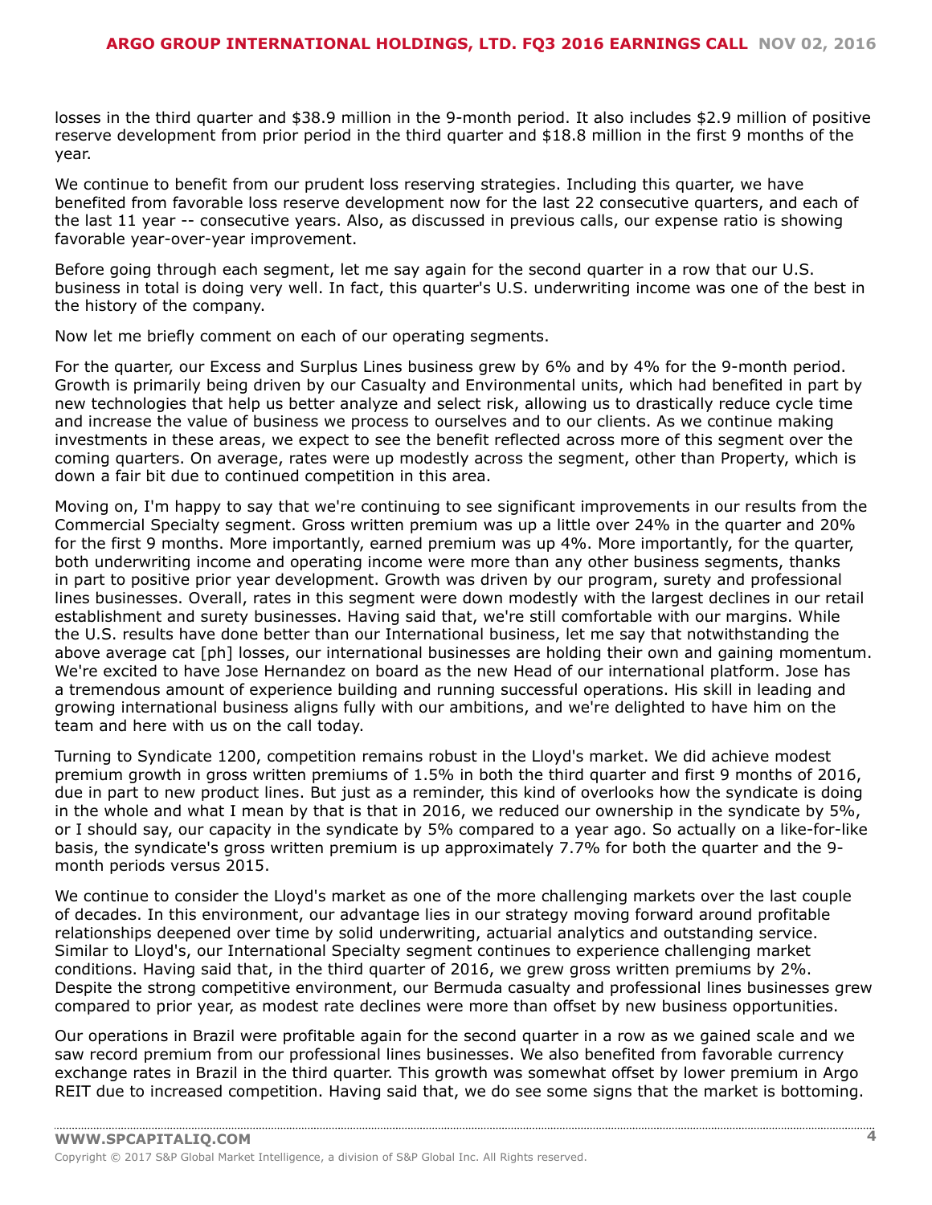losses in the third quarter and $38.9 million in the 9-month period. It also includes $2.9 million of positive reserve development from prior period in the third quarter and $18.8 million in the first 9 months of the year.

We continue to benefit from our prudent loss reserving strategies. Including this quarter, we have benefited from favorable loss reserve development now for the last 22 consecutive quarters, and each of the last 11 year -- consecutive years. Also, as discussed in previous calls, our expense ratio is showing favorable year-over-year improvement.

Before going through each segment, let me say again for the second quarter in a row that our U.S. business in total is doing very well. In fact, this quarter's U.S. underwriting income was one of the best in the history of the company.

Now let me briefly comment on each of our operating segments.

For the quarter, our Excess and Surplus Lines business grew by 6% and by 4% for the 9-month period. Growth is primarily being driven by our Casualty and Environmental units, which had benefited in part by new technologies that help us better analyze and select risk, allowing us to drastically reduce cycle time and increase the value of business we process to ourselves and to our clients. As we continue making investments in these areas, we expect to see the benefit reflected across more of this segment over the coming quarters. On average, rates were up modestly across the segment, other than Property, which is down a fair bit due to continued competition in this area.

Moving on, I'm happy to say that we're continuing to see significant improvements in our results from the Commercial Specialty segment. Gross written premium was up a little over 24% in the quarter and 20% for the first 9 months. More importantly, earned premium was up 4%. More importantly, for the quarter, both underwriting income and operating income were more than any other business segments, thanks in part to positive prior year development. Growth was driven by our program, surety and professional lines businesses. Overall, rates in this segment were down modestly with the largest declines in our retail establishment and surety businesses. Having said that, we're still comfortable with our margins. While the U.S. results have done better than our International business, let me say that notwithstanding the above average cat [ph] losses, our international businesses are holding their own and gaining momentum. We're excited to have Jose Hernandez on board as the new Head of our international platform. Jose has a tremendous amount of experience building and running successful operations. His skill in leading and growing international business aligns fully with our ambitions, and we're delighted to have him on the team and here with us on the call today.

Turning to Syndicate 1200, competition remains robust in the Lloyd's market. We did achieve modest premium growth in gross written premiums of 1.5% in both the third quarter and first 9 months of 2016, due in part to new product lines. But just as a reminder, this kind of overlooks how the syndicate is doing in the whole and what I mean by that is that in 2016, we reduced our ownership in the syndicate by 5%, or I should say, our capacity in the syndicate by 5% compared to a year ago. So actually on a like-for-like basis, the syndicate's gross written premium is up approximately 7.7% for both the quarter and the 9-month periods versus 2015.

We continue to consider the Lloyd's market as one of the more challenging markets over the last couple of decades. In this environment, our advantage lies in our strategy moving forward around profitable relationships deepened over time by solid underwriting, actuarial analytics and outstanding service. Similar to Lloyd's, our International Specialty segment continues to experience challenging market conditions. Having said that, in the third quarter of 2016, we grew gross written premiums by 2%. Despite the strong competitive environment, our Bermuda casualty and professional lines businesses grew compared to prior year, as modest rate declines were more than offset by new business opportunities.

Our operations in Brazil were profitable again for the second quarter in a row as we gained scale and we saw record premium from our professional lines businesses. We also benefited from favorable currency exchange rates in Brazil in the third quarter. This growth was somewhat offset by lower premium in Argo REIT due to increased competition. Having said that, we do see some signs that the market is bottoming.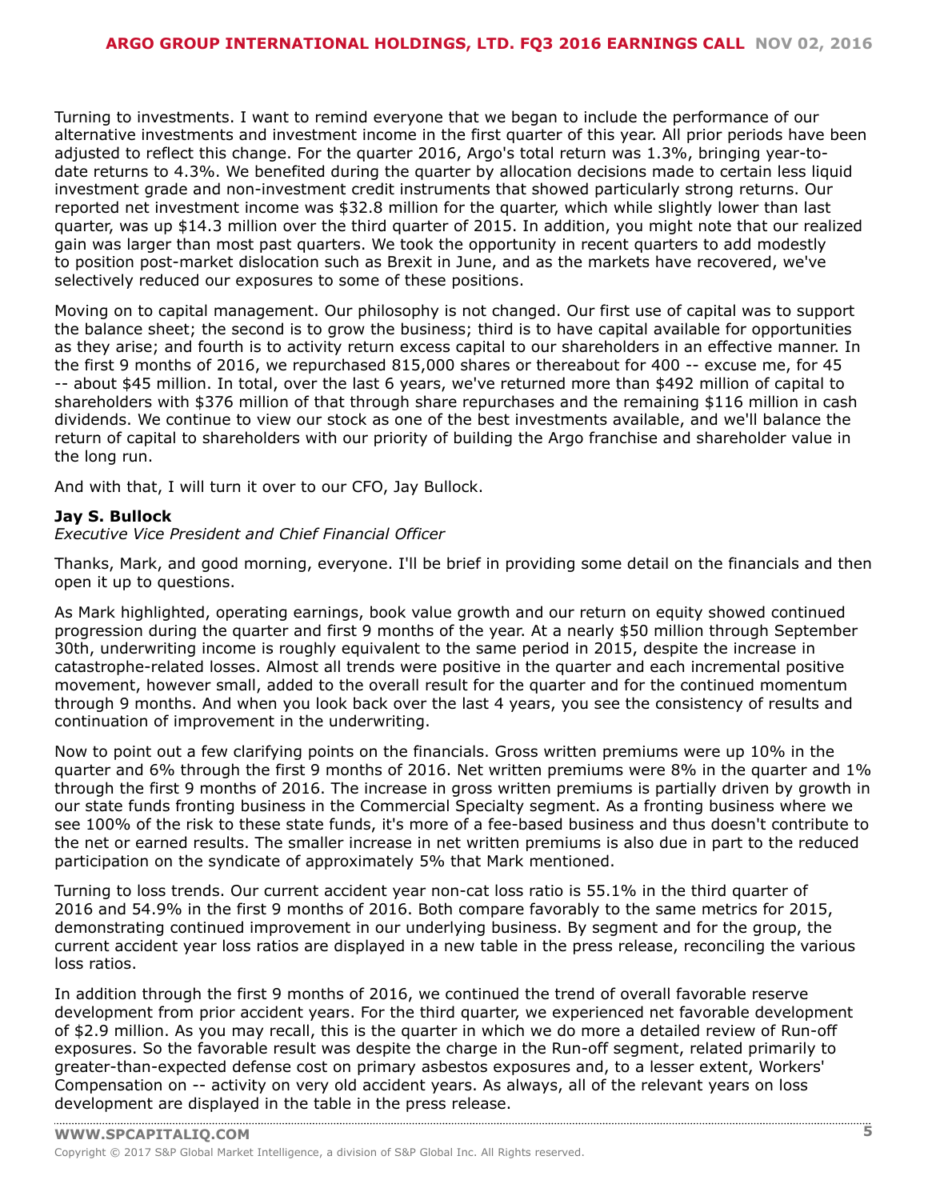Turning to investments. I want to remind everyone that we began to include the performance of our alternative investments and investment income in the first quarter of this year. All prior periods have been adjusted to reflect this change. For the quarter 2016, Argo's total return was 1.3%, bringing year-to-date returns to 4.3%. We benefited during the quarter by allocation decisions made to certain less liquid investment grade and non-investment credit instruments that showed particularly strong returns. Our reported net investment income was $32.8 million for the quarter, which while slightly lower than last quarter, was up $14.3 million over the third quarter of 2015. In addition, you might note that our realized gain was larger than most past quarters. We took the opportunity in recent quarters to add modestly to position post-market dislocation such as Brexit in June, and as the markets have recovered, we've selectively reduced our exposures to some of these positions.

Moving on to capital management. Our philosophy is not changed. Our first use of capital was to support the balance sheet; the second is to grow the business; third is to have capital available for opportunities as they arise; and fourth is to activity return excess capital to our shareholders in an effective manner. In the first 9 months of 2016, we repurchased 815,000 shares or thereabout for 400 -- excuse me, for 45 -- about $45 million. In total, over the last 6 years, we've returned more than $492 million of capital to shareholders with $376 million of that through share repurchases and the remaining $116 million in cash dividends. We continue to view our stock as one of the best investments available, and we'll balance the return of capital to shareholders with our priority of building the Argo franchise and shareholder value in the long run.

And with that, I will turn it over to our CFO, Jay Bullock.

**Jay S. Bullock**
*Executive Vice President and Chief Financial Officer*

Thanks, Mark, and good morning, everyone. I'll be brief in providing some detail on the financials and then open it up to questions.

As Mark highlighted, operating earnings, book value growth and our return on equity showed continued progression during the quarter and first 9 months of the year. At a nearly $50 million through September 30th, underwriting income is roughly equivalent to the same period in 2015, despite the increase in catastrophe-related losses. Almost all trends were positive in the quarter and each incremental positive movement, however small, added to the overall result for the quarter and for the continued momentum through 9 months. And when you look back over the last 4 years, you see the consistency of results and continuation of improvement in the underwriting.

Now to point out a few clarifying points on the financials. Gross written premiums were up 10% in the quarter and 6% through the first 9 months of 2016. Net written premiums were 8% in the quarter and 1% through the first 9 months of 2016. The increase in gross written premiums is partially driven by growth in our state funds fronting business in the Commercial Specialty segment. As a fronting business where we see 100% of the risk to these state funds, it's more of a fee-based business and thus doesn't contribute to the net or earned results. The smaller increase in net written premiums is also due in part to the reduced participation on the syndicate of approximately 5% that Mark mentioned.

Turning to loss trends. Our current accident year non-cat loss ratio is 55.1% in the third quarter of 2016 and 54.9% in the first 9 months of 2016. Both compare favorably to the same metrics for 2015, demonstrating continued improvement in our underlying business. By segment and for the group, the current accident year loss ratios are displayed in a new table in the press release, reconciling the various loss ratios.

In addition through the first 9 months of 2016, we continued the trend of overall favorable reserve development from prior accident years. For the third quarter, we experienced net favorable development of $2.9 million. As you may recall, this is the quarter in which we do more a detailed review of Run-off exposures. So the favorable result was despite the charge in the Run-off segment, related primarily to greater-than-expected defense cost on primary asbestos exposures and, to a lesser extent, Workers' Compensation on -- activity on very old accident years. As always, all of the relevant years on loss development are displayed in the table in the press release.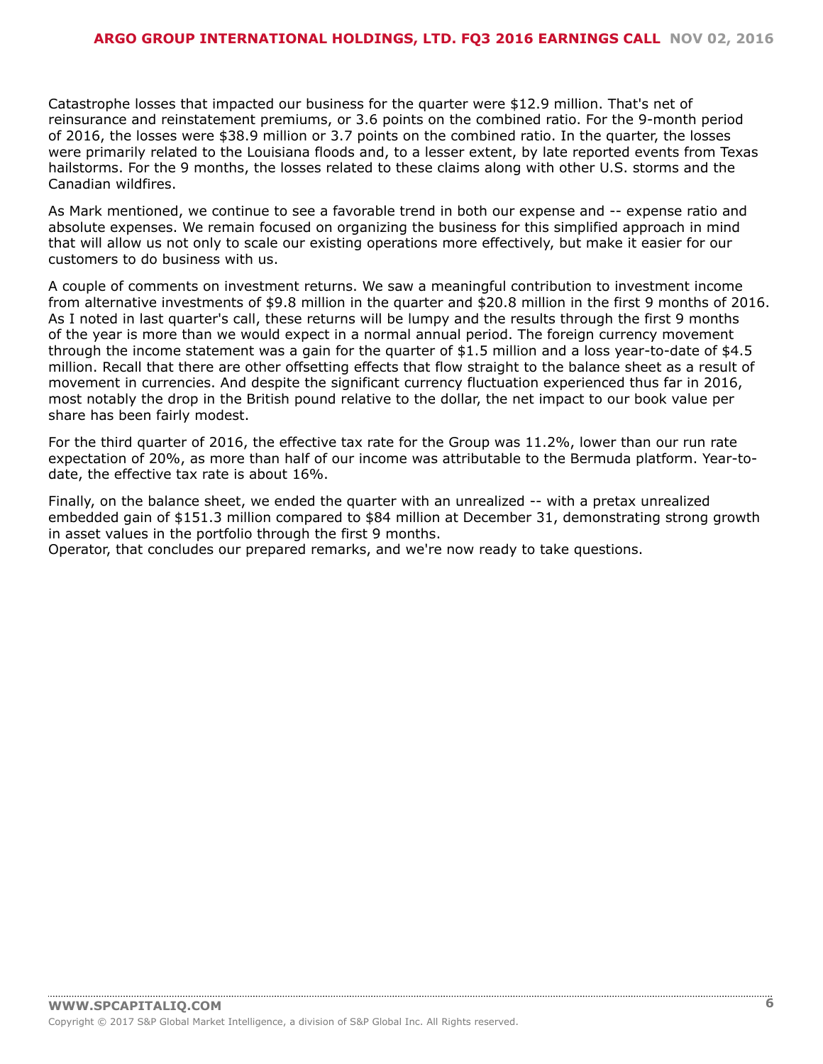Catastrophe losses that impacted our business for the quarter were $12.9 million. That's net of reinsurance and reinstatement premiums, or 3.6 points on the combined ratio. For the 9-month period of 2016, the losses were $38.9 million or 3.7 points on the combined ratio. In the quarter, the losses were primarily related to the Louisiana floods and, to a lesser extent, by late reported events from Texas hailstorms. For the 9 months, the losses related to these claims along with other U.S. storms and the Canadian wildfires.

As Mark mentioned, we continue to see a favorable trend in both our expense and -- expense ratio and absolute expenses. We remain focused on organizing the business for this simplified approach in mind that will allow us not only to scale our existing operations more effectively, but make it easier for our customers to do business with us.

A couple of comments on investment returns. We saw a meaningful contribution to investment income from alternative investments of $9.8 million in the quarter and $20.8 million in the first 9 months of 2016. As I noted in last quarter's call, these returns will be lumpy and the results through the first 9 months of the year is more than we would expect in a normal annual period. The foreign currency movement through the income statement was a gain for the quarter of $1.5 million and a loss year-to-date of $4.5 million. Recall that there are other offsetting effects that flow straight to the balance sheet as a result of movement in currencies. And despite the significant currency fluctuation experienced thus far in 2016, most notably the drop in the British pound relative to the dollar, the net impact to our book value per share has been fairly modest.

For the third quarter of 2016, the effective tax rate for the Group was 11.2%, lower than our run rate expectation of 20%, as more than half of our income was attributable to the Bermuda platform. Year-to-date, the effective tax rate is about 16%.

Finally, on the balance sheet, we ended the quarter with an unrealized -- with a pretax unrealized embedded gain of $151.3 million compared to $84 million at December 31, demonstrating strong growth in asset values in the portfolio through the first 9 months.

Operator, that concludes our prepared remarks, and we're now ready to take questions.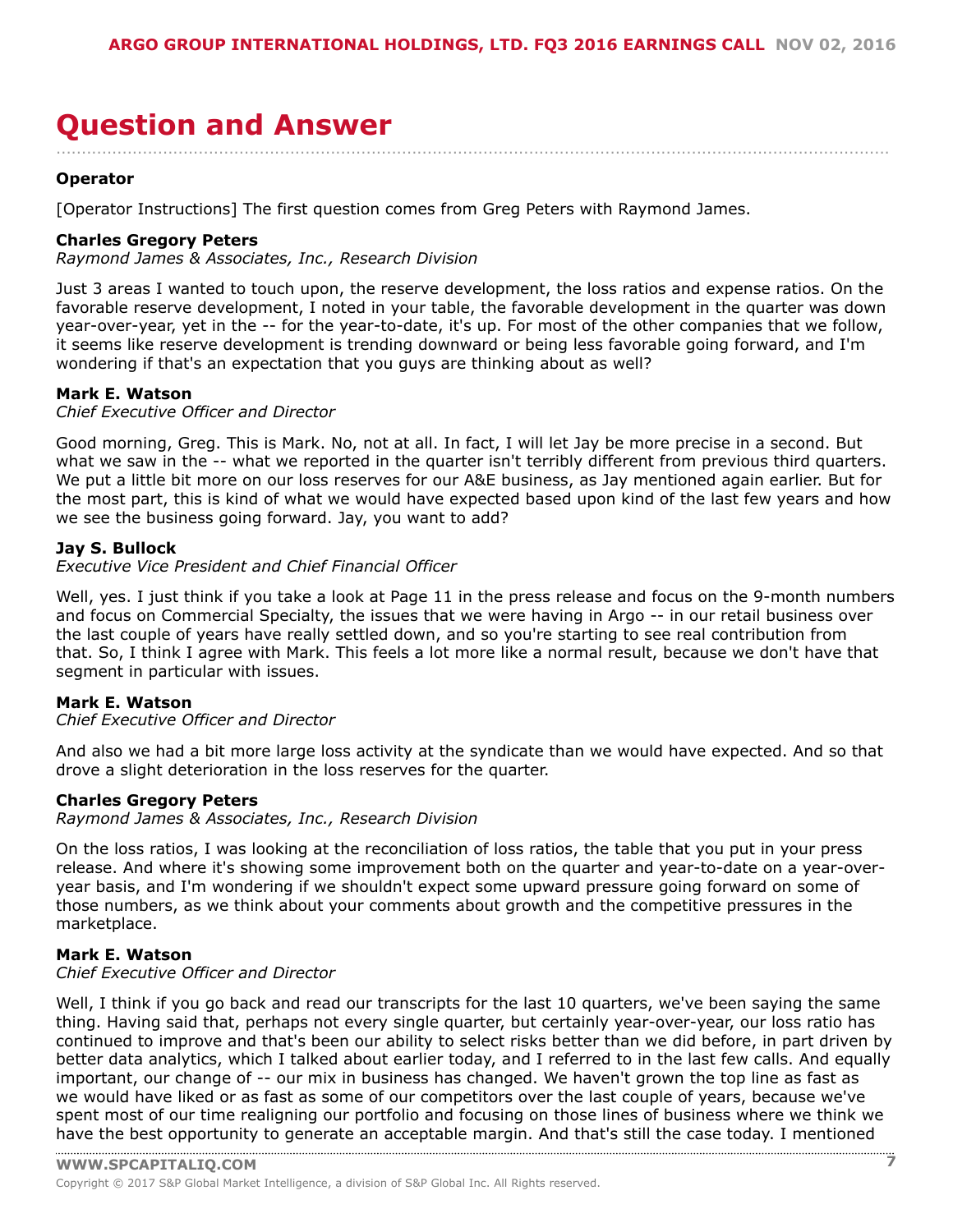# Question and Answer

**Operator**

[Operator Instructions] The first question comes from Greg Peters with Raymond James.

**Charles Gregory Peters**
*Raymond James & Associates, Inc., Research Division*

Just 3 areas I wanted to touch upon, the reserve development, the loss ratios and expense ratios. On the favorable reserve development, I noted in your table, the favorable development in the quarter was down year-over-year, yet in the -- for the year-to-date, it's up. For most of the other companies that we follow, it seems like reserve development is trending downward or being less favorable going forward, and I'm wondering if that's an expectation that you guys are thinking about as well?

**Mark E. Watson**
*Chief Executive Officer and Director*

Good morning, Greg. This is Mark. No, not at all. In fact, I will let Jay be more precise in a second. But what we saw in the -- what we reported in the quarter isn't terribly different from previous third quarters. We put a little bit more on our loss reserves for our A&E business, as Jay mentioned again earlier. But for the most part, this is kind of what we would have expected based upon kind of the last few years and how we see the business going forward. Jay, you want to add?

**Jay S. Bullock**
*Executive Vice President and Chief Financial Officer*

Well, yes. I just think if you take a look at Page 11 in the press release and focus on the 9-month numbers and focus on Commercial Specialty, the issues that we were having in Argo -- in our retail business over the last couple of years have really settled down, and so you're starting to see real contribution from that. So, I think I agree with Mark. This feels a lot more like a normal result, because we don't have that segment in particular with issues.

**Mark E. Watson**
*Chief Executive Officer and Director*

And also we had a bit more large loss activity at the syndicate than we would have expected. And so that drove a slight deterioration in the loss reserves for the quarter.

**Charles Gregory Peters**
*Raymond James & Associates, Inc., Research Division*

On the loss ratios, I was looking at the reconciliation of loss ratios, the table that you put in your press release. And where it's showing some improvement both on the quarter and year-to-date on a year-over-year basis, and I'm wondering if we shouldn't expect some upward pressure going forward on some of those numbers, as we think about your comments about growth and the competitive pressures in the marketplace.

**Mark E. Watson**
*Chief Executive Officer and Director*

Well, I think if you go back and read our transcripts for the last 10 quarters, we've been saying the same thing. Having said that, perhaps not every single quarter, but certainly year-over-year, our loss ratio has continued to improve and that's been our ability to select risks better than we did before, in part driven by better data analytics, which I talked about earlier today, and I referred to in the last few calls. And equally important, our change of -- our mix in business has changed. We haven't grown the top line as fast as we would have liked or as fast as some of our competitors over the last couple of years, because we've spent most of our time realigning our portfolio and focusing on those lines of business where we think we have the best opportunity to generate an acceptable margin. And that's still the case today. I mentioned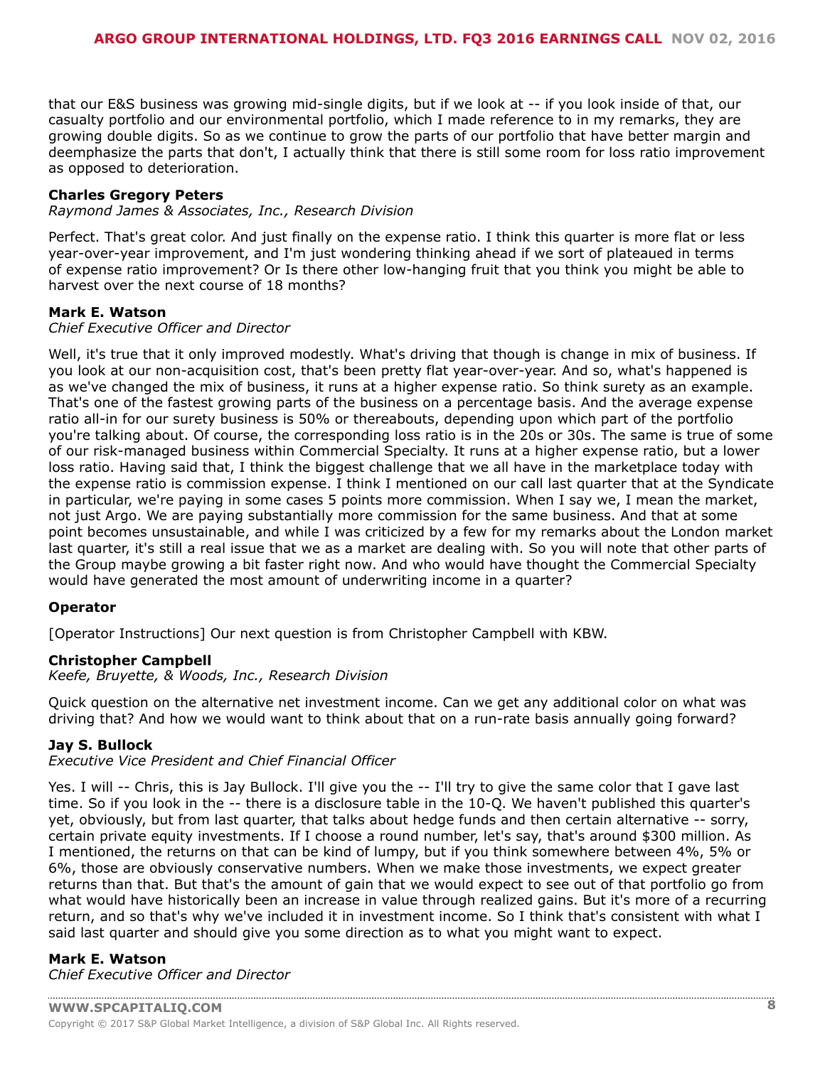that our E&S business was growing mid-single digits, but if we look at -- if you look inside of that, our casualty portfolio and our environmental portfolio, which I made reference to in my remarks, they are growing double digits. So as we continue to grow the parts of our portfolio that have better margin and deemphasize the parts that don't, I actually think that there is still some room for loss ratio improvement as opposed to deterioration.

**Charles Gregory Peters**
*Raymond James & Associates, Inc., Research Division*

Perfect. That's great color. And just finally on the expense ratio. I think this quarter is more flat or less year-over-year improvement, and I'm just wondering thinking ahead if we sort of plateaued in terms of expense ratio improvement? Or Is there other low-hanging fruit that you think you might be able to harvest over the next course of 18 months?

**Mark E. Watson**
*Chief Executive Officer and Director*

Well, it's true that it only improved modestly. What's driving that though is change in mix of business. If you look at our non-acquisition cost, that's been pretty flat year-over-year. And so, what's happened is as we've changed the mix of business, it runs at a higher expense ratio. So think surety as an example. That's one of the fastest growing parts of the business on a percentage basis. And the average expense ratio all-in for our surety business is 50% or thereabouts, depending upon which part of the portfolio you're talking about. Of course, the corresponding loss ratio is in the 20s or 30s. The same is true of some of our risk-managed business within Commercial Specialty. It runs at a higher expense ratio, but a lower loss ratio. Having said that, I think the biggest challenge that we all have in the marketplace today with the expense ratio is commission expense. I think I mentioned on our call last quarter that at the Syndicate in particular, we're paying in some cases 5 points more commission. When I say we, I mean the market, not just Argo. We are paying substantially more commission for the same business. And that at some point becomes unsustainable, and while I was criticized by a few for my remarks about the London market last quarter, it's still a real issue that we as a market are dealing with. So you will note that other parts of the Group maybe growing a bit faster right now. And who would have thought the Commercial Specialty would have generated the most amount of underwriting income in a quarter?

**Operator**

[Operator Instructions] Our next question is from Christopher Campbell with KBW.

**Christopher Campbell**
*Keefe, Bruyette, & Woods, Inc., Research Division*

Quick question on the alternative net investment income. Can we get any additional color on what was driving that? And how we would want to think about that on a run-rate basis annually going forward?

**Jay S. Bullock**
*Executive Vice President and Chief Financial Officer*

Yes. I will -- Chris, this is Jay Bullock. I'll give you the -- I'll try to give the same color that I gave last time. So if you look in the -- there is a disclosure table in the 10-Q. We haven't published this quarter's yet, obviously, but from last quarter, that talks about hedge funds and then certain alternative -- sorry, certain private equity investments. If I choose a round number, let's say, that's around $300 million. As I mentioned, the returns on that can be kind of lumpy, but if you think somewhere between 4%, 5% or 6%, those are obviously conservative numbers. When we make those investments, we expect greater returns than that. But that's the amount of gain that we would expect to see out of that portfolio go from what would have historically been an increase in value through realized gains. But it's more of a recurring return, and so that's why we've included it in investment income. So I think that's consistent with what I said last quarter and should give you some direction as to what you might want to expect.

**Mark E. Watson**
*Chief Executive Officer and Director*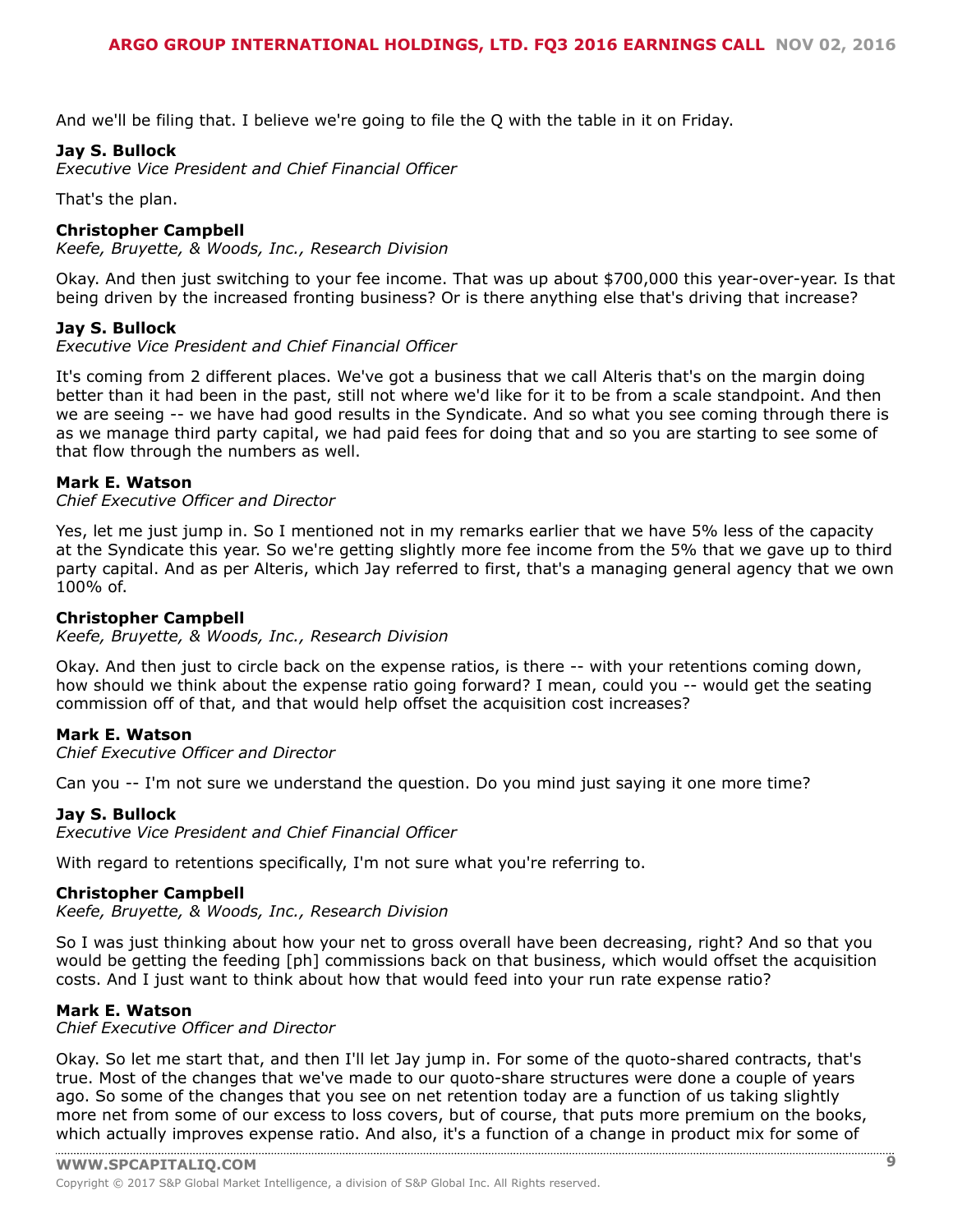And we'll be filing that. I believe we're going to file the Q with the table in it on Friday.

**Jay S. Bullock**
*Executive Vice President and Chief Financial Officer*

That's the plan.

**Christopher Campbell**
*Keefe, Bruyette, & Woods, Inc., Research Division*

Okay. And then just switching to your fee income. That was up about $700,000 this year-over-year. Is that being driven by the increased fronting business? Or is there anything else that's driving that increase?

**Jay S. Bullock**
*Executive Vice President and Chief Financial Officer*

It's coming from 2 different places. We've got a business that we call Alteris that's on the margin doing better than it had been in the past, still not where we'd like for it to be from a scale standpoint. And then we are seeing -- we have had good results in the Syndicate. And so what you see coming through there is as we manage third party capital, we had paid fees for doing that and so you are starting to see some of that flow through the numbers as well.

**Mark E. Watson**
*Chief Executive Officer and Director*

Yes, let me just jump in. So I mentioned not in my remarks earlier that we have 5% less of the capacity at the Syndicate this year. So we're getting slightly more fee income from the 5% that we gave up to third party capital. And as per Alteris, which Jay referred to first, that's a managing general agency that we own 100% of.

**Christopher Campbell**
*Keefe, Bruyette, & Woods, Inc., Research Division*

Okay. And then just to circle back on the expense ratios, is there -- with your retentions coming down, how should we think about the expense ratio going forward? I mean, could you -- would get the seating commission off of that, and that would help offset the acquisition cost increases?

**Mark E. Watson**
*Chief Executive Officer and Director*

Can you -- I'm not sure we understand the question. Do you mind just saying it one more time?

**Jay S. Bullock**
*Executive Vice President and Chief Financial Officer*

With regard to retentions specifically, I'm not sure what you're referring to.

**Christopher Campbell**
*Keefe, Bruyette, & Woods, Inc., Research Division*

So I was just thinking about how your net to gross overall have been decreasing, right? And so that you would be getting the feeding [ph] commissions back on that business, which would offset the acquisition costs. And I just want to think about how that would feed into your run rate expense ratio?

**Mark E. Watson**
*Chief Executive Officer and Director*

Okay. So let me start that, and then I'll let Jay jump in. For some of the quoto-shared contracts, that's true. Most of the changes that we've made to our quoto-share structures were done a couple of years ago. So some of the changes that you see on net retention today are a function of us taking slightly more net from some of our excess to loss covers, but of course, that puts more premium on the books, which actually improves expense ratio. And also, it's a function of a change in product mix for some of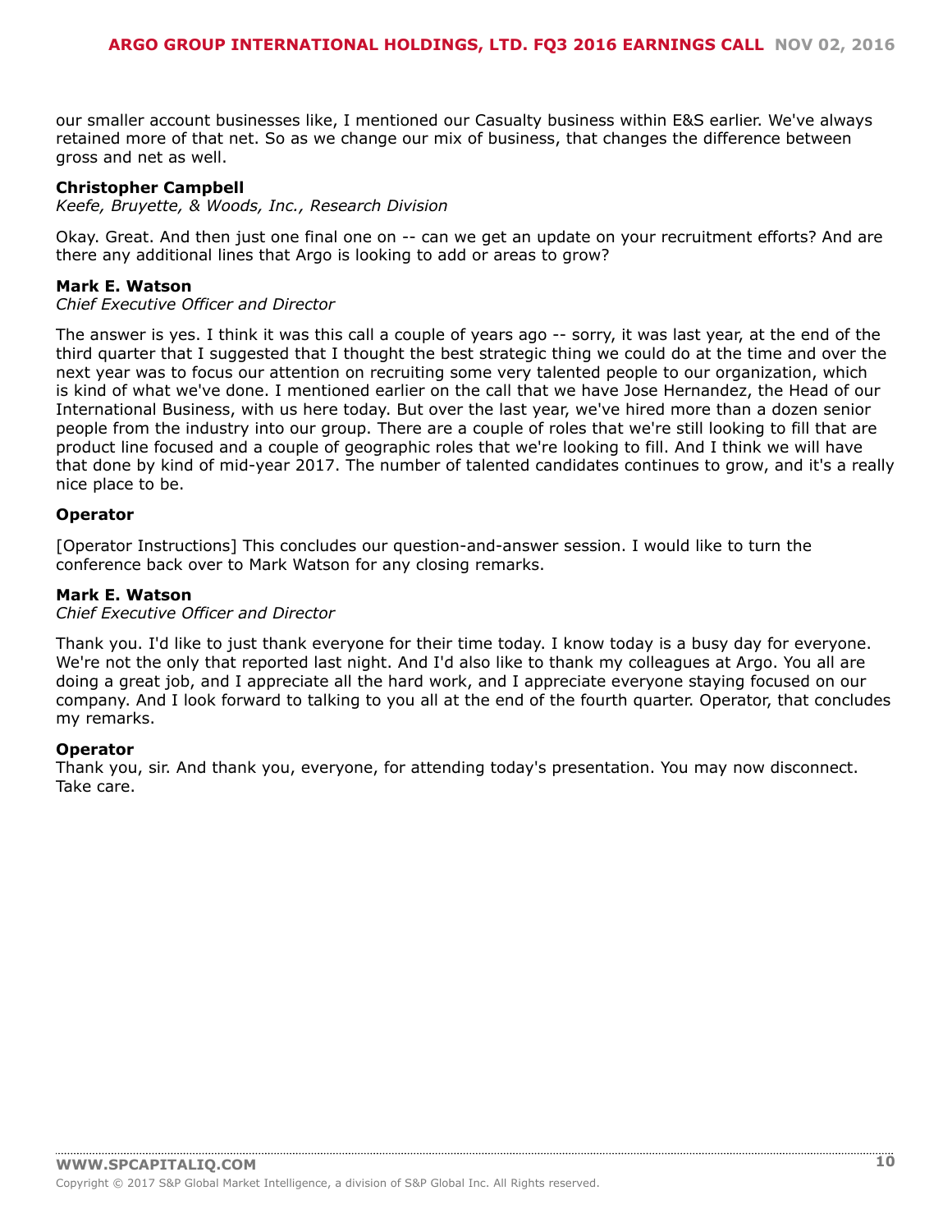our smaller account businesses like, I mentioned our Casualty business within E&S earlier. We've always retained more of that net. So as we change our mix of business, that changes the difference between gross and net as well.

**Christopher Campbell**
*Keefe, Bruyette, & Woods, Inc., Research Division*

Okay. Great. And then just one final one on -- can we get an update on your recruitment efforts? And are there any additional lines that Argo is looking to add or areas to grow?

**Mark E. Watson**
*Chief Executive Officer and Director*

The answer is yes. I think it was this call a couple of years ago -- sorry, it was last year, at the end of the third quarter that I suggested that I thought the best strategic thing we could do at the time and over the next year was to focus our attention on recruiting some very talented people to our organization, which is kind of what we've done. I mentioned earlier on the call that we have Jose Hernandez, the Head of our International Business, with us here today. But over the last year, we've hired more than a dozen senior people from the industry into our group. There are a couple of roles that we're still looking to fill that are product line focused and a couple of geographic roles that we're looking to fill. And I think we will have that done by kind of mid-year 2017. The number of talented candidates continues to grow, and it's a really nice place to be.

**Operator**

[Operator Instructions] This concludes our question-and-answer session. I would like to turn the conference back over to Mark Watson for any closing remarks.

**Mark E. Watson**
*Chief Executive Officer and Director*

Thank you. I'd like to just thank everyone for their time today. I know today is a busy day for everyone. We're not the only that reported last night. And I'd also like to thank my colleagues at Argo. You all are doing a great job, and I appreciate all the hard work, and I appreciate everyone staying focused on our company. And I look forward to talking to you all at the end of the fourth quarter. Operator, that concludes my remarks.

**Operator**

Thank you, sir. And thank you, everyone, for attending today's presentation. You may now disconnect. Take care.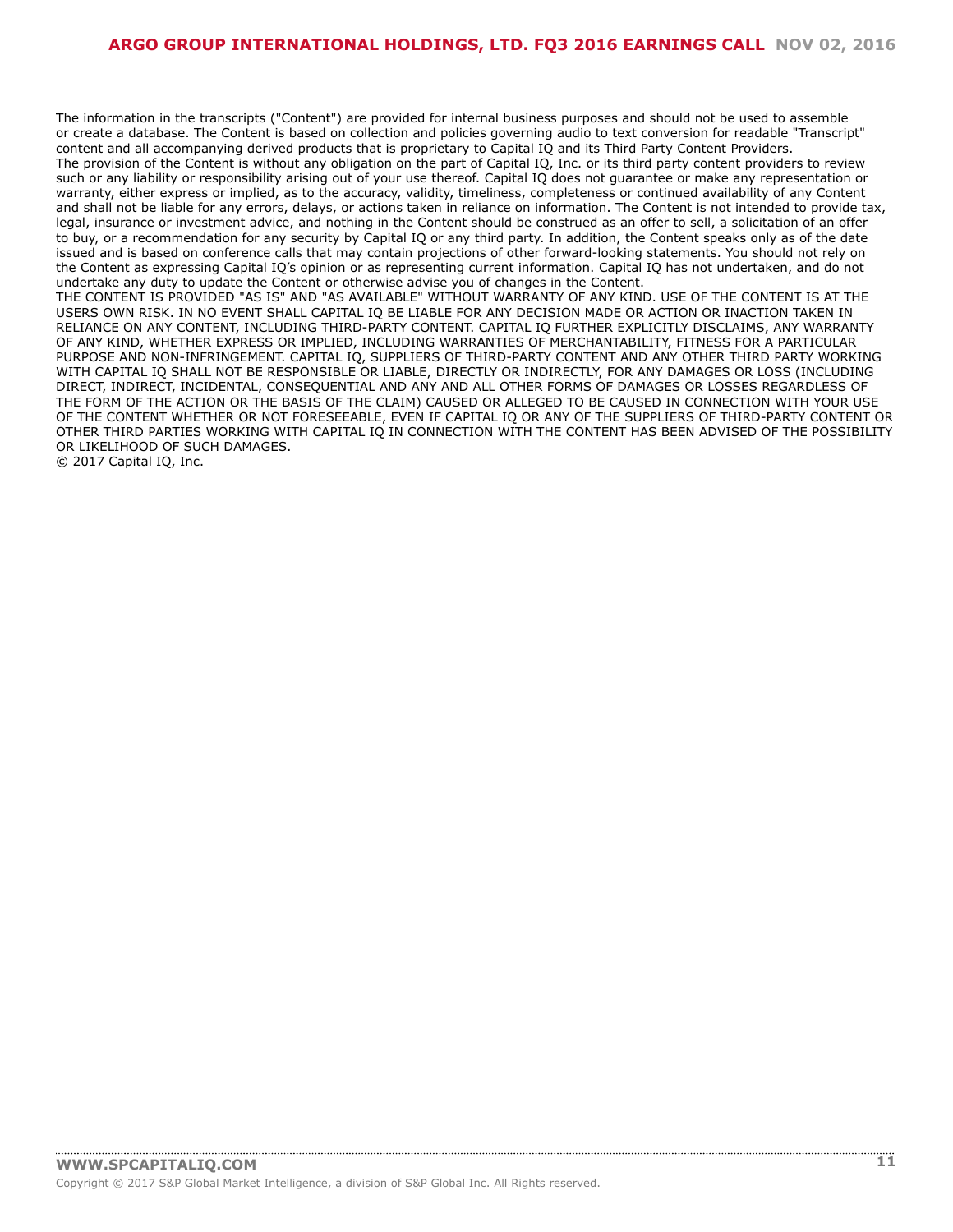The information in the transcripts ("Content") are provided for internal business purposes and should not be used to assemble or create a database. The Content is based on collection and policies governing audio to text conversion for readable "Transcript" content and all accompanying derived products that is proprietary to Capital IQ and its Third Party Content Providers.
The provision of the Content is without any obligation on the part of Capital IQ, Inc. or its third party content providers to review such or any liability or responsibility arising out of your use thereof. Capital IQ does not guarantee or make any representation or warranty, either express or implied, as to the accuracy, validity, timeliness, completeness or continued availability of any Content and shall not be liable for any errors, delays, or actions taken in reliance on information. The Content is not intended to provide tax, legal, insurance or investment advice, and nothing in the Content should be construed as an offer to sell, a solicitation of an offer to buy, or a recommendation for any security by Capital IQ or any third party. In addition, the Content speaks only as of the date issued and is based on conference calls that may contain projections of other forward-looking statements. You should not rely on the Content as expressing Capital IQ's opinion or as representing current information. Capital IQ has not undertaken, and do not undertake any duty to update the Content or otherwise advise you of changes in the Content.
THE CONTENT IS PROVIDED "AS IS" AND "AS AVAILABLE" WITHOUT WARRANTY OF ANY KIND. USE OF THE CONTENT IS AT THE USERS OWN RISK. IN NO EVENT SHALL CAPITAL IQ BE LIABLE FOR ANY DECISION MADE OR ACTION OR INACTION TAKEN IN RELIANCE ON ANY CONTENT, INCLUDING THIRD-PARTY CONTENT. CAPITAL IQ FURTHER EXPLICITLY DISCLAIMS, ANY WARRANTY OF ANY KIND, WHETHER EXPRESS OR IMPLIED, INCLUDING WARRANTIES OF MERCHANTABILITY, FITNESS FOR A PARTICULAR PURPOSE AND NON-INFRINGEMENT. CAPITAL IQ, SUPPLIERS OF THIRD-PARTY CONTENT AND ANY OTHER THIRD PARTY WORKING WITH CAPITAL IQ SHALL NOT BE RESPONSIBLE OR LIABLE, DIRECTLY OR INDIRECTLY, FOR ANY DAMAGES OR LOSS (INCLUDING DIRECT, INDIRECT, INCIDENTAL, CONSEQUENTIAL AND ANY AND ALL OTHER FORMS OF DAMAGES OR LOSSES REGARDLESS OF THE FORM OF THE ACTION OR THE BASIS OF THE CLAIM) CAUSED OR ALLEGED TO BE CAUSED IN CONNECTION WITH YOUR USE OF THE CONTENT WHETHER OR NOT FORESEEABLE, EVEN IF CAPITAL IQ OR ANY OF THE SUPPLIERS OF THIRD-PARTY CONTENT OR OTHER THIRD PARTIES WORKING WITH CAPITAL IQ IN CONNECTION WITH THE CONTENT HAS BEEN ADVISED OF THE POSSIBILITY OR LIKELIHOOD OF SUCH DAMAGES.
© 2017 Capital IQ, Inc.